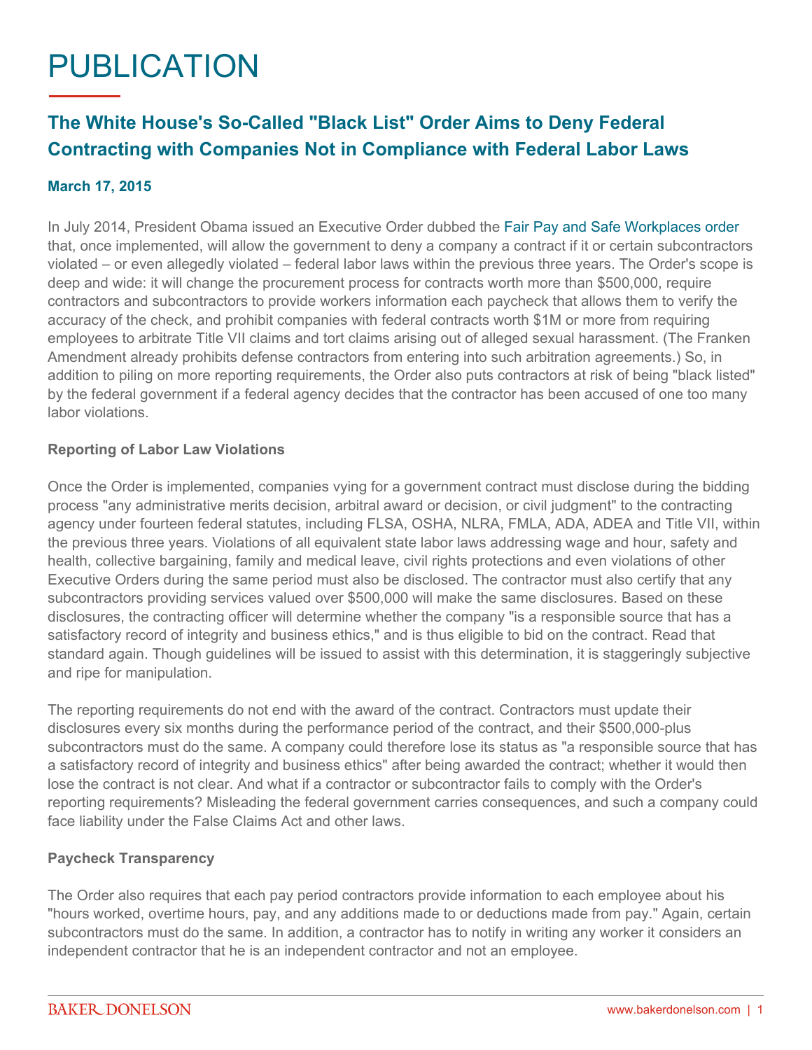# PUBLICATION

## The White House's So-Called "Black List" Order Aims to Deny Federal Contracting with Companies Not in Compliance with Federal Labor Laws

**March 17, 2015**

In July 2014, President Obama issued an Executive Order dubbed the Fair Pay and Safe Workplaces order that, once implemented, will allow the government to deny a company a contract if it or certain subcontractors violated – or even allegedly violated – federal labor laws within the previous three years. The Order's scope is deep and wide: it will change the procurement process for contracts worth more than $500,000, require contractors and subcontractors to provide workers information each paycheck that allows them to verify the accuracy of the check, and prohibit companies with federal contracts worth $1M or more from requiring employees to arbitrate Title VII claims and tort claims arising out of alleged sexual harassment. (The Franken Amendment already prohibits defense contractors from entering into such arbitration agreements.) So, in addition to piling on more reporting requirements, the Order also puts contractors at risk of being "black listed" by the federal government if a federal agency decides that the contractor has been accused of one too many labor violations.

### Reporting of Labor Law Violations

Once the Order is implemented, companies vying for a government contract must disclose during the bidding process "any administrative merits decision, arbitral award or decision, or civil judgment" to the contracting agency under fourteen federal statutes, including FLSA, OSHA, NLRA, FMLA, ADA, ADEA and Title VII, within the previous three years. Violations of all equivalent state labor laws addressing wage and hour, safety and health, collective bargaining, family and medical leave, civil rights protections and even violations of other Executive Orders during the same period must also be disclosed. The contractor must also certify that any subcontractors providing services valued over $500,000 will make the same disclosures. Based on these disclosures, the contracting officer will determine whether the company "is a responsible source that has a satisfactory record of integrity and business ethics," and is thus eligible to bid on the contract. Read that standard again. Though guidelines will be issued to assist with this determination, it is staggeringly subjective and ripe for manipulation.

The reporting requirements do not end with the award of the contract. Contractors must update their disclosures every six months during the performance period of the contract, and their $500,000-plus subcontractors must do the same. A company could therefore lose its status as "a responsible source that has a satisfactory record of integrity and business ethics" after being awarded the contract; whether it would then lose the contract is not clear. And what if a contractor or subcontractor fails to comply with the Order's reporting requirements? Misleading the federal government carries consequences, and such a company could face liability under the False Claims Act and other laws.

### Paycheck Transparency

The Order also requires that each pay period contractors provide information to each employee about his "hours worked, overtime hours, pay, and any additions made to or deductions made from pay." Again, certain subcontractors must do the same. In addition, a contractor has to notify in writing any worker it considers an independent contractor that he is an independent contractor and not an employee.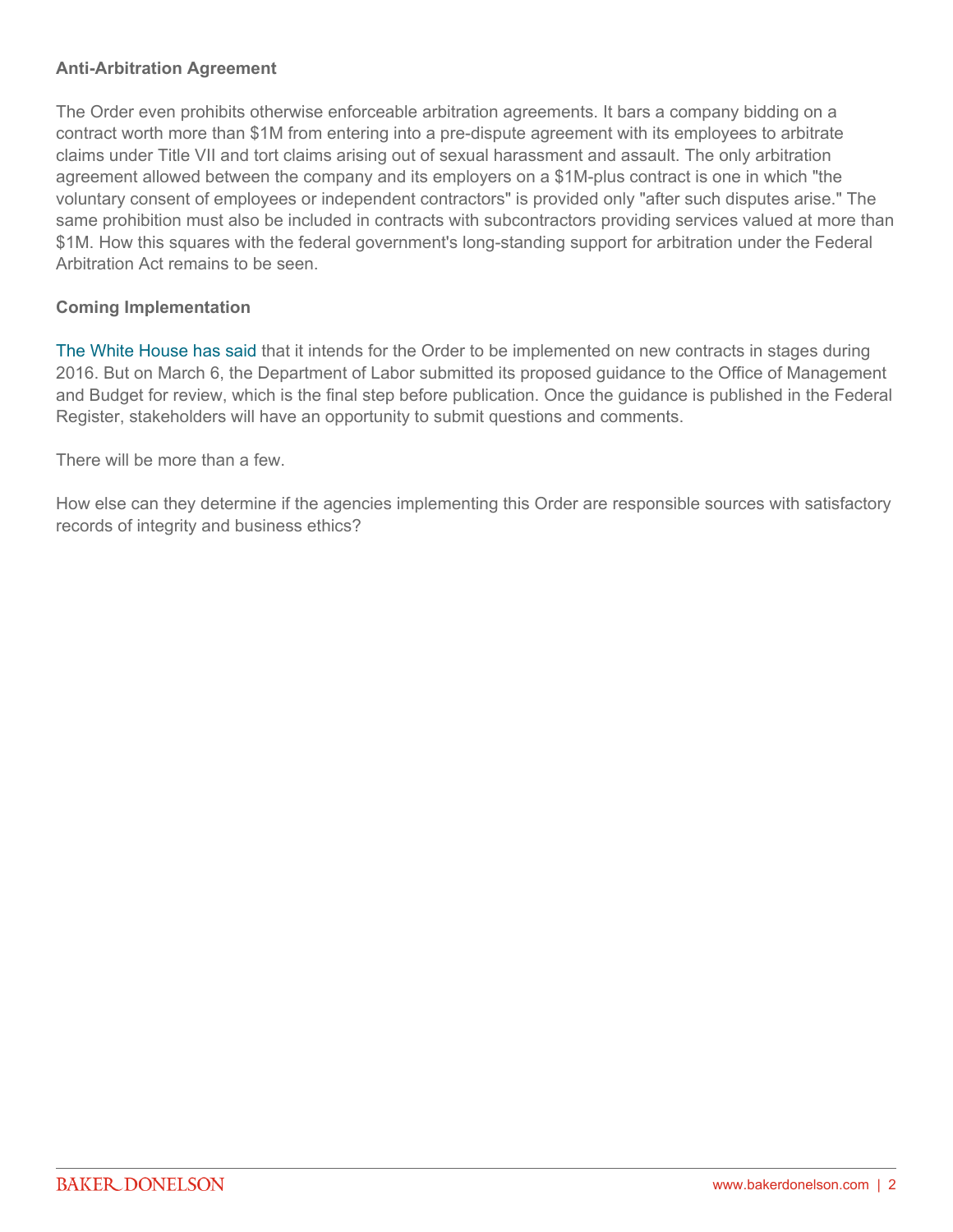**Anti-Arbitration Agreement**

The Order even prohibits otherwise enforceable arbitration agreements. It bars a company bidding on a contract worth more than $1M from entering into a pre-dispute agreement with its employees to arbitrate claims under Title VII and tort claims arising out of sexual harassment and assault. The only arbitration agreement allowed between the company and its employers on a $1M-plus contract is one in which "the voluntary consent of employees or independent contractors" is provided only "after such disputes arise." The same prohibition must also be included in contracts with subcontractors providing services valued at more than $1M. How this squares with the federal government's long-standing support for arbitration under the Federal Arbitration Act remains to be seen.

**Coming Implementation**

The White House has said that it intends for the Order to be implemented on new contracts in stages during 2016. But on March 6, the Department of Labor submitted its proposed guidance to the Office of Management and Budget for review, which is the final step before publication. Once the guidance is published in the Federal Register, stakeholders will have an opportunity to submit questions and comments.

There will be more than a few.

How else can they determine if the agencies implementing this Order are responsible sources with satisfactory records of integrity and business ethics?